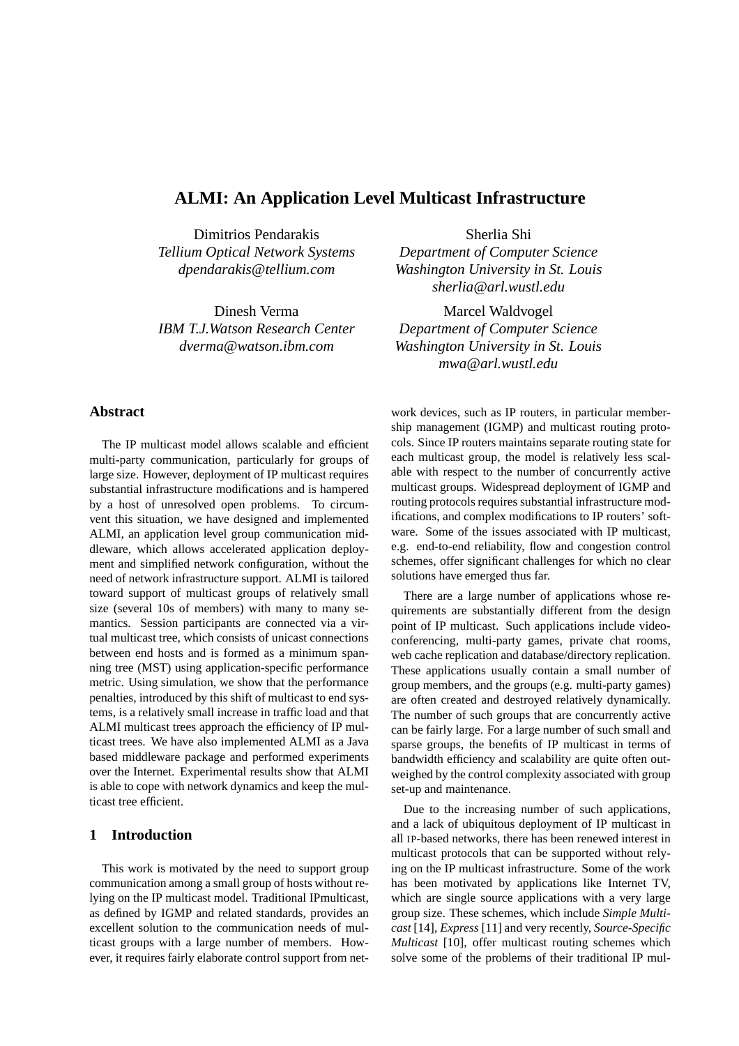# ALMI: An Application Level Multicast Infrastructure

Dimitrios Pendarakis
*Tellium Optical Network Systems*
*dpendarakis@tellium.com*

Sherlia Shi
*Department of Computer Science*
*Washington University in St. Louis*
*sherlia@arl.wustl.edu*

Dinesh Verma
*IBM T.J.Watson Research Center*
*dverma@watson.ibm.com*

Marcel Waldvogel
*Department of Computer Science*
*Washington University in St. Louis*
*mwa@arl.wustl.edu*

## Abstract

The IP multicast model allows scalable and efficient multi-party communication, particularly for groups of large size. However, deployment of IP multicast requires substantial infrastructure modifications and is hampered by a host of unresolved open problems. To circumvent this situation, we have designed and implemented ALMI, an application level group communication middleware, which allows accelerated application deployment and simplified network configuration, without the need of network infrastructure support. ALMI is tailored toward support of multicast groups of relatively small size (several 10s of members) with many to many semantics. Session participants are connected via a virtual multicast tree, which consists of unicast connections between end hosts and is formed as a minimum spanning tree (MST) using application-specific performance metric. Using simulation, we show that the performance penalties, introduced by this shift of multicast to end systems, is a relatively small increase in traffic load and that ALMI multicast trees approach the efficiency of IP multicast trees. We have also implemented ALMI as a Java based middleware package and performed experiments over the Internet. Experimental results show that ALMI is able to cope with network dynamics and keep the multicast tree efficient.

## 1 Introduction

This work is motivated by the need to support group communication among a small group of hosts without relying on the IP multicast model. Traditional IPmulticast, as defined by IGMP and related standards, provides an excellent solution to the communication needs of multicast groups with a large number of members. However, it requires fairly elaborate control support from network devices, such as IP routers, in particular membership management (IGMP) and multicast routing protocols. Since IP routers maintains separate routing state for each multicast group, the model is relatively less scalable with respect to the number of concurrently active multicast groups. Widespread deployment of IGMP and routing protocols requires substantial infrastructure modifications, and complex modifications to IP routers' software. Some of the issues associated with IP multicast, e.g. end-to-end reliability, flow and congestion control schemes, offer significant challenges for which no clear solutions have emerged thus far.

There are a large number of applications whose requirements are substantially different from the design point of IP multicast. Such applications include videoconferencing, multi-party games, private chat rooms, web cache replication and database/directory replication. These applications usually contain a small number of group members, and the groups (e.g. multi-party games) are often created and destroyed relatively dynamically. The number of such groups that are concurrently active can be fairly large. For a large number of such small and sparse groups, the benefits of IP multicast in terms of bandwidth efficiency and scalability are quite often outweighed by the control complexity associated with group set-up and maintenance.

Due to the increasing number of such applications, and a lack of ubiquitous deployment of IP multicast in all IP-based networks, there has been renewed interest in multicast protocols that can be supported without relying on the IP multicast infrastructure. Some of the work has been motivated by applications like Internet TV, which are single source applications with a very large group size. These schemes, which include *Simple Multicast* [14], *Express* [11] and very recently, *Source-Specific Multicast* [10], offer multicast routing schemes which solve some of the problems of their traditional IP mul-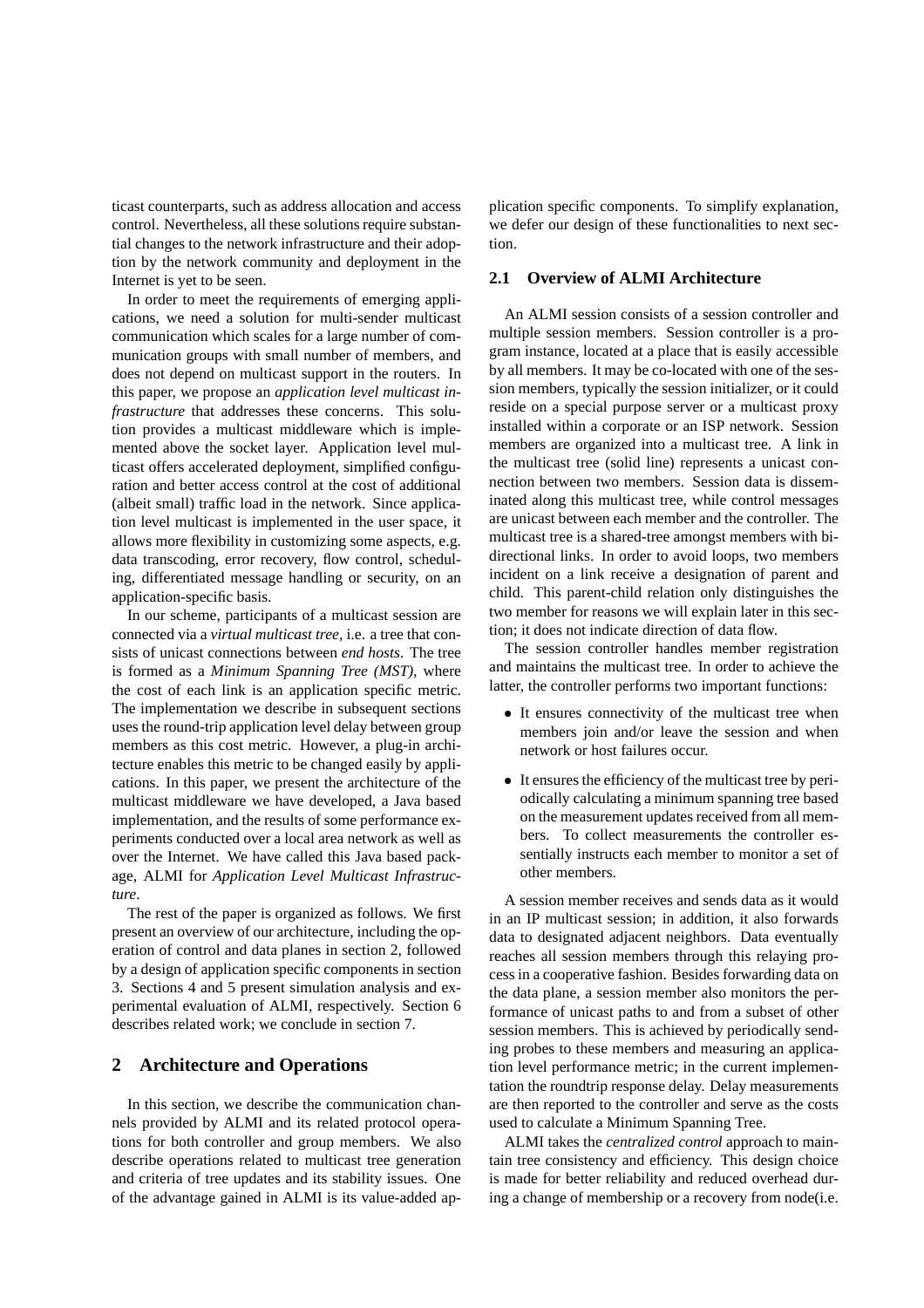ticast counterparts, such as address allocation and access control. Nevertheless, all these solutions require substantial changes to the network infrastructure and their adoption by the network community and deployment in the Internet is yet to be seen.

In order to meet the requirements of emerging applications, we need a solution for multi-sender multicast communication which scales for a large number of communication groups with small number of members, and does not depend on multicast support in the routers. In this paper, we propose an *application level multicast infrastructure* that addresses these concerns. This solution provides a multicast middleware which is implemented above the socket layer. Application level multicast offers accelerated deployment, simplified configuration and better access control at the cost of additional (albeit small) traffic load in the network. Since application level multicast is implemented in the user space, it allows more flexibility in customizing some aspects, e.g. data transcoding, error recovery, flow control, scheduling, differentiated message handling or security, on an application-specific basis.

In our scheme, participants of a multicast session are connected via a *virtual multicast tree*, i.e. a tree that consists of unicast connections between *end hosts*. The tree is formed as a *Minimum Spanning Tree (MST)*, where the cost of each link is an application specific metric. The implementation we describe in subsequent sections uses the round-trip application level delay between group members as this cost metric. However, a plug-in architecture enables this metric to be changed easily by applications. In this paper, we present the architecture of the multicast middleware we have developed, a Java based implementation, and the results of some performance experiments conducted over a local area network as well as over the Internet. We have called this Java based package, ALMI for *Application Level Multicast Infrastructure*.

The rest of the paper is organized as follows. We first present an overview of our architecture, including the operation of control and data planes in section 2, followed by a design of application specific components in section 3. Sections 4 and 5 present simulation analysis and experimental evaluation of ALMI, respectively. Section 6 describes related work; we conclude in section 7.

## 2 Architecture and Operations

In this section, we describe the communication channels provided by ALMI and its related protocol operations for both controller and group members. We also describe operations related to multicast tree generation and criteria of tree updates and its stability issues. One of the advantage gained in ALMI is its value-added application specific components. To simplify explanation, we defer our design of these functionalities to next section.

### 2.1 Overview of ALMI Architecture

An ALMI session consists of a session controller and multiple session members. Session controller is a program instance, located at a place that is easily accessible by all members. It may be co-located with one of the session members, typically the session initializer, or it could reside on a special purpose server or a multicast proxy installed within a corporate or an ISP network. Session members are organized into a multicast tree. A link in the multicast tree (solid line) represents a unicast connection between two members. Session data is disseminated along this multicast tree, while control messages are unicast between each member and the controller. The multicast tree is a shared-tree amongst members with bi-directional links. In order to avoid loops, two members incident on a link receive a designation of parent and child. This parent-child relation only distinguishes the two member for reasons we will explain later in this section; it does not indicate direction of data flow.

The session controller handles member registration and maintains the multicast tree. In order to achieve the latter, the controller performs two important functions:

- It ensures connectivity of the multicast tree when members join and/or leave the session and when network or host failures occur.
- It ensures the efficiency of the multicast tree by periodically calculating a minimum spanning tree based on the measurement updates received from all members. To collect measurements the controller essentially instructs each member to monitor a set of other members.

A session member receives and sends data as it would in an IP multicast session; in addition, it also forwards data to designated adjacent neighbors. Data eventually reaches all session members through this relaying process in a cooperative fashion. Besides forwarding data on the data plane, a session member also monitors the performance of unicast paths to and from a subset of other session members. This is achieved by periodically sending probes to these members and measuring an application level performance metric; in the current implementation the roundtrip response delay. Delay measurements are then reported to the controller and serve as the costs used to calculate a Minimum Spanning Tree.

ALMI takes the *centralized control* approach to maintain tree consistency and efficiency. This design choice is made for better reliability and reduced overhead during a change of membership or a recovery from node(i.e.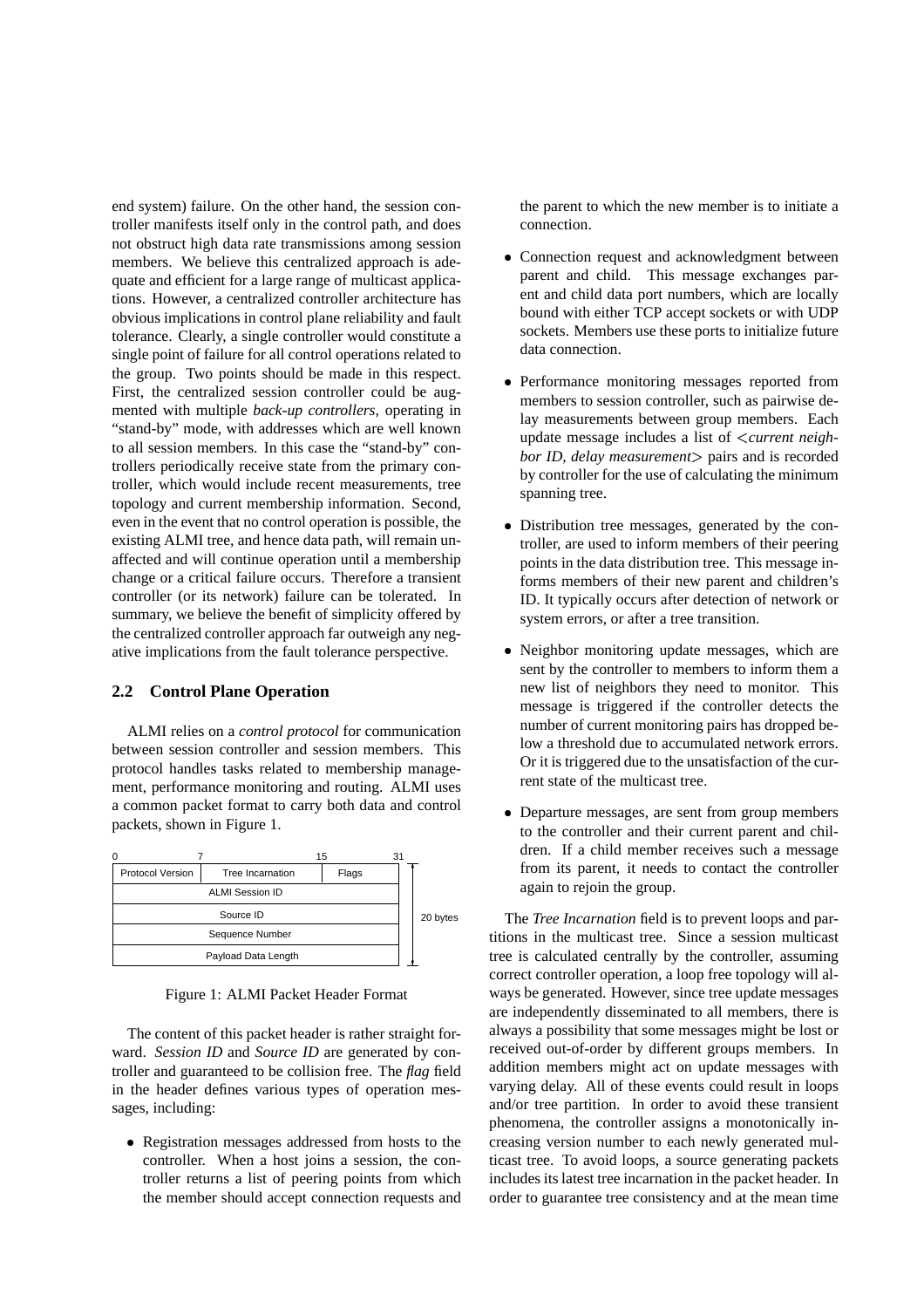end system) failure. On the other hand, the session controller manifests itself only in the control path, and does not obstruct high data rate transmissions among session members. We believe this centralized approach is adequate and efficient for a large range of multicast applications. However, a centralized controller architecture has obvious implications in control plane reliability and fault tolerance. Clearly, a single controller would constitute a single point of failure for all control operations related to the group. Two points should be made in this respect. First, the centralized session controller could be augmented with multiple *back-up controllers*, operating in "stand-by" mode, with addresses which are well known to all session members. In this case the "stand-by" controllers periodically receive state from the primary controller, which would include recent measurements, tree topology and current membership information. Second, even in the event that no control operation is possible, the existing ALMI tree, and hence data path, will remain unaffected and will continue operation until a membership change or a critical failure occurs. Therefore a transient controller (or its network) failure can be tolerated. In summary, we believe the benefit of simplicity offered by the centralized controller approach far outweigh any negative implications from the fault tolerance perspective.

### 2.2 Control Plane Operation

ALMI relies on a *control protocol* for communication between session controller and session members. This protocol handles tasks related to membership management, performance monitoring and routing. ALMI uses a common packet format to carry both data and control packets, shown in Figure 1.

| 0 – 7 | 7 – 15 | 15 – 31 |
|---|---|---|
| Protocol Version | Tree Incarnation | Flags |
| ALMI Session ID | | |
| Source ID | | |
| Sequence Number | | |
| Payload Data Length | | |

(20 bytes)

Figure 1: ALMI Packet Header Format

The content of this packet header is rather straight forward. *Session ID* and *Source ID* are generated by controller and guaranteed to be collision free. The *flag* field in the header defines various types of operation messages, including:

- Registration messages addressed from hosts to the controller. When a host joins a session, the controller returns a list of peering points from which the member should accept connection requests and the parent to which the new member is to initiate a connection.
- Connection request and acknowledgment between parent and child. This message exchanges parent and child data port numbers, which are locally bound with either TCP accept sockets or with UDP sockets. Members use these ports to initialize future data connection.
- Performance monitoring messages reported from members to session controller, such as pairwise delay measurements between group members. Each update message includes a list of <*current neighbor ID, delay measurement*> pairs and is recorded by controller for the use of calculating the minimum spanning tree.
- Distribution tree messages, generated by the controller, are used to inform members of their peering points in the data distribution tree. This message informs members of their new parent and children's ID. It typically occurs after detection of network or system errors, or after a tree transition.
- Neighbor monitoring update messages, which are sent by the controller to members to inform them a new list of neighbors they need to monitor. This message is triggered if the controller detects the number of current monitoring pairs has dropped below a threshold due to accumulated network errors. Or it is triggered due to the unsatisfaction of the current state of the multicast tree.
- Departure messages, are sent from group members to the controller and their current parent and children. If a child member receives such a message from its parent, it needs to contact the controller again to rejoin the group.

The *Tree Incarnation* field is to prevent loops and partitions in the multicast tree. Since a session multicast tree is calculated centrally by the controller, assuming correct controller operation, a loop free topology will always be generated. However, since tree update messages are independently disseminated to all members, there is always a possibility that some messages might be lost or received out-of-order by different groups members. In addition members might act on update messages with varying delay. All of these events could result in loops and/or tree partition. In order to avoid these transient phenomena, the controller assigns a monotonically increasing version number to each newly generated multicast tree. To avoid loops, a source generating packets includes its latest tree incarnation in the packet header. In order to guarantee tree consistency and at the mean time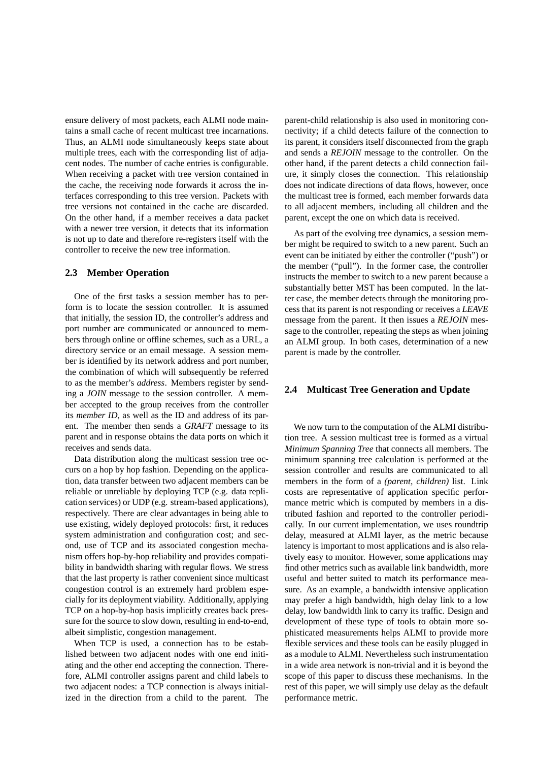ensure delivery of most packets, each ALMI node maintains a small cache of recent multicast tree incarnations. Thus, an ALMI node simultaneously keeps state about multiple trees, each with the corresponding list of adjacent nodes. The number of cache entries is configurable. When receiving a packet with tree version contained in the cache, the receiving node forwards it across the interfaces corresponding to this tree version. Packets with tree versions not contained in the cache are discarded. On the other hand, if a member receives a data packet with a newer tree version, it detects that its information is not up to date and therefore re-registers itself with the controller to receive the new tree information.

## 2.3 Member Operation

One of the first tasks a session member has to perform is to locate the session controller. It is assumed that initially, the session ID, the controller's address and port number are communicated or announced to members through online or offline schemes, such as a URL, a directory service or an email message. A session member is identified by its network address and port number, the combination of which will subsequently be referred to as the member's *address*. Members register by sending a *JOIN* message to the session controller. A member accepted to the group receives from the controller its *member ID*, as well as the ID and address of its parent. The member then sends a *GRAFT* message to its parent and in response obtains the data ports on which it receives and sends data.

Data distribution along the multicast session tree occurs on a hop by hop fashion. Depending on the application, data transfer between two adjacent members can be reliable or unreliable by deploying TCP (e.g. data replication services) or UDP (e.g. stream-based applications), respectively. There are clear advantages in being able to use existing, widely deployed protocols: first, it reduces system administration and configuration cost; and second, use of TCP and its associated congestion mechanism offers hop-by-hop reliability and provides compatibility in bandwidth sharing with regular flows. We stress that the last property is rather convenient since multicast congestion control is an extremely hard problem especially for its deployment viability. Additionally, applying TCP on a hop-by-hop basis implicitly creates back pressure for the source to slow down, resulting in end-to-end, albeit simplistic, congestion management.

When TCP is used, a connection has to be established between two adjacent nodes with one end initiating and the other end accepting the connection. Therefore, ALMI controller assigns parent and child labels to two adjacent nodes: a TCP connection is always initialized in the direction from a child to the parent. The parent-child relationship is also used in monitoring connectivity; if a child detects failure of the connection to its parent, it considers itself disconnected from the graph and sends a *REJOIN* message to the controller. On the other hand, if the parent detects a child connection failure, it simply closes the connection. This relationship does not indicate directions of data flows, however, once the multicast tree is formed, each member forwards data to all adjacent members, including all children and the parent, except the one on which data is received.

As part of the evolving tree dynamics, a session member might be required to switch to a new parent. Such an event can be initiated by either the controller ("push") or the member ("pull"). In the former case, the controller instructs the member to switch to a new parent because a substantially better MST has been computed. In the latter case, the member detects through the monitoring process that its parent is not responding or receives a *LEAVE* message from the parent. It then issues a *REJOIN* message to the controller, repeating the steps as when joining an ALMI group. In both cases, determination of a new parent is made by the controller.

## 2.4 Multicast Tree Generation and Update

We now turn to the computation of the ALMI distribution tree. A session multicast tree is formed as a virtual *Minimum Spanning Tree* that connects all members. The minimum spanning tree calculation is performed at the session controller and results are communicated to all members in the form of a *(parent, children)* list. Link costs are representative of application specific performance metric which is computed by members in a distributed fashion and reported to the controller periodically. In our current implementation, we uses roundtrip delay, measured at ALMI layer, as the metric because latency is important to most applications and is also relatively easy to monitor. However, some applications may find other metrics such as available link bandwidth, more useful and better suited to match its performance measure. As an example, a bandwidth intensive application may prefer a high bandwidth, high delay link to a low delay, low bandwidth link to carry its traffic. Design and development of these type of tools to obtain more sophisticated measurements helps ALMI to provide more flexible services and these tools can be easily plugged in as a module to ALMI. Nevertheless such instrumentation in a wide area network is non-trivial and it is beyond the scope of this paper to discuss these mechanisms. In the rest of this paper, we will simply use delay as the default performance metric.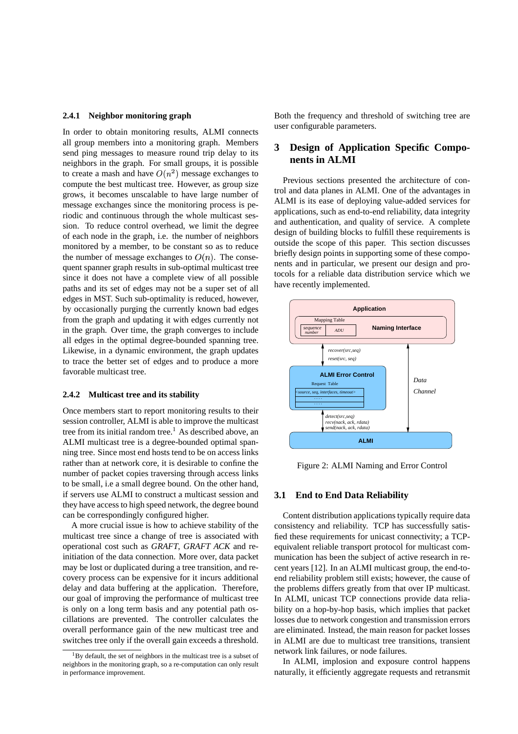#### 2.4.1 Neighbor monitoring graph

In order to obtain monitoring results, ALMI connects all group members into a monitoring graph. Members send ping messages to measure round trip delay to its neighbors in the graph. For small groups, it is possible to create a mash and have $O(n^2)$ message exchanges to compute the best multicast tree. However, as group size grows, it becomes unscalable to have large number of message exchanges since the monitoring process is periodic and continuous through the whole multicast session. To reduce control overhead, we limit the degree of each node in the graph, i.e. the number of neighbors monitored by a member, to be constant so as to reduce the number of message exchanges to $O(n)$. The consequent spanner graph results in sub-optimal multicast tree since it does not have a complete view of all possible paths and its set of edges may not be a super set of all edges in MST. Such sub-optimality is reduced, however, by occasionally purging the currently known bad edges from the graph and updating it with edges currently not in the graph. Over time, the graph converges to include all edges in the optimal degree-bounded spanning tree. Likewise, in a dynamic environment, the graph updates to trace the better set of edges and to produce a more favorable multicast tree.

#### 2.4.2 Multicast tree and its stability

Once members start to report monitoring results to their session controller, ALMI is able to improve the multicast tree from its initial random tree.[1] As described above, an ALMI multicast tree is a degree-bounded optimal spanning tree. Since most end hosts tend to be on access links rather than at network core, it is desirable to confine the number of packet copies traversing through access links to be small, i.e a small degree bound. On the other hand, if servers use ALMI to construct a multicast session and they have access to high speed network, the degree bound can be correspondingly configured higher.

A more crucial issue is how to achieve stability of the multicast tree since a change of tree is associated with operational cost such as *GRAFT*, *GRAFT ACK* and re-initiation of the data connection. More over, data packet may be lost or duplicated during a tree transition, and recovery process can be expensive for it incurs additional delay and data buffering at the application. Therefore, our goal of improving the performance of multicast tree is only on a long term basis and any potential path oscillations are prevented. The controller calculates the overall performance gain of the new multicast tree and switches tree only if the overall gain exceeds a threshold. Both the frequency and threshold of switching tree are user configurable parameters.

[1] By default, the set of neighbors in the multicast tree is a subset of neighbors in the monitoring graph, so a re-computation can only result in performance improvement.

## 3 Design of Application Specific Components in ALMI

Previous sections presented the architecture of control and data planes in ALMI. One of the advantages in ALMI is its ease of deploying value-added services for applications, such as end-to-end reliability, data integrity and authentication, and quality of service. A complete design of building blocks to fulfill these requirements is outside the scope of this paper. This section discusses briefly design points in supporting some of these components and in particular, we present our design and protocols for a reliable data distribution service which we have recently implemented.

Figure 2: ALMI Naming and Error Control

### 3.1 End to End Data Reliability

Content distribution applications typically require data consistency and reliability. TCP has successfully satisfied these requirements for unicast connectivity; a TCP-equivalent reliable transport protocol for multicast communication has been the subject of active research in recent years [12]. In an ALMI multicast group, the end-to-end reliability problem still exists; however, the cause of the problems differs greatly from that over IP multicast. In ALMI, unicast TCP connections provide data reliability on a hop-by-hop basis, which implies that packet losses due to network congestion and transmission errors are eliminated. Instead, the main reason for packet losses in ALMI are due to multicast tree transitions, transient network link failures, or node failures.

In ALMI, implosion and exposure control happens naturally, it efficiently aggregate requests and retransmit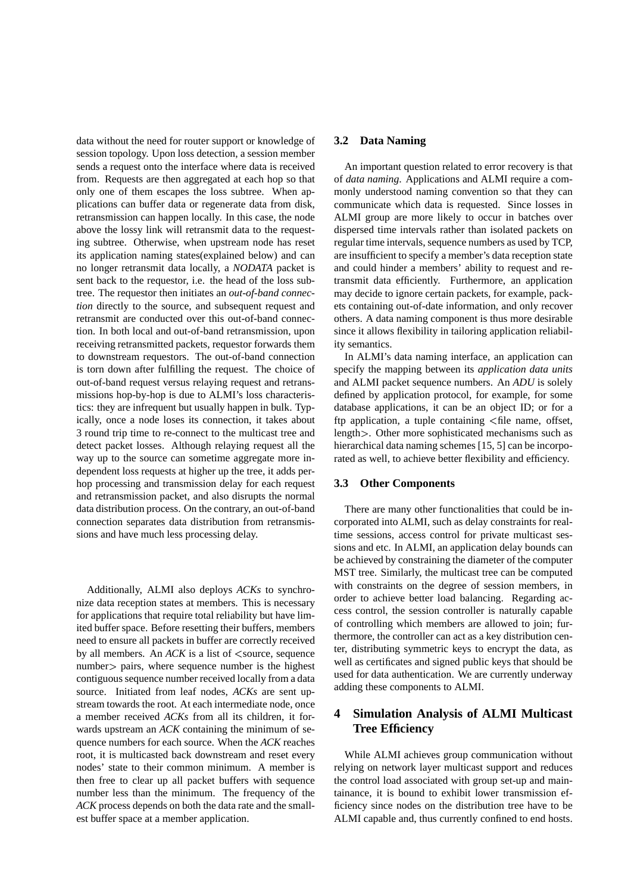data without the need for router support or knowledge of session topology. Upon loss detection, a session member sends a request onto the interface where data is received from. Requests are then aggregated at each hop so that only one of them escapes the loss subtree. When applications can buffer data or regenerate data from disk, retransmission can happen locally. In this case, the node above the lossy link will retransmit data to the requesting subtree. Otherwise, when upstream node has reset its application naming states(explained below) and can no longer retransmit data locally, a *NODATA* packet is sent back to the requestor, i.e. the head of the loss subtree. The requestor then initiates an *out-of-band connection* directly to the source, and subsequent request and retransmit are conducted over this out-of-band connection. In both local and out-of-band retransmission, upon receiving retransmitted packets, requestor forwards them to downstream requestors. The out-of-band connection is torn down after fulfilling the request. The choice of out-of-band request versus relaying request and retransmissions hop-by-hop is due to ALMI's loss characteristics: they are infrequent but usually happen in bulk. Typically, once a node loses its connection, it takes about 3 round trip time to re-connect to the multicast tree and detect packet losses. Although relaying request all the way up to the source can sometime aggregate more independent loss requests at higher up the tree, it adds perhop processing and transmission delay for each request and retransmission packet, and also disrupts the normal data distribution process. On the contrary, an out-of-band connection separates data distribution from retransmissions and have much less processing delay.

Additionally, ALMI also deploys *ACKs* to synchronize data reception states at members. This is necessary for applications that require total reliability but have limited buffer space. Before resetting their buffers, members need to ensure all packets in buffer are correctly received by all members. An *ACK* is a list of <source, sequence number> pairs, where sequence number is the highest contiguous sequence number received locally from a data source. Initiated from leaf nodes, *ACKs* are sent upstream towards the root. At each intermediate node, once a member received *ACKs* from all its children, it forwards upstream an *ACK* containing the minimum of sequence numbers for each source. When the *ACK* reaches root, it is multicasted back downstream and reset every nodes' state to their common minimum. A member is then free to clear up all packet buffers with sequence number less than the minimum. The frequency of the *ACK* process depends on both the data rate and the smallest buffer space at a member application.

### 3.2 Data Naming

An important question related to error recovery is that of *data naming*. Applications and ALMI require a commonly understood naming convention so that they can communicate which data is requested. Since losses in ALMI group are more likely to occur in batches over dispersed time intervals rather than isolated packets on regular time intervals, sequence numbers as used by TCP, are insufficient to specify a member's data reception state and could hinder a members' ability to request and retransmit data efficiently. Furthermore, an application may decide to ignore certain packets, for example, packets containing out-of-date information, and only recover others. A data naming component is thus more desirable since it allows flexibility in tailoring application reliability semantics.

In ALMI's data naming interface, an application can specify the mapping between its *application data units* and ALMI packet sequence numbers. An *ADU* is solely defined by application protocol, for example, for some database applications, it can be an object ID; or for a ftp application, a tuple containing <file name, offset, length>. Other more sophisticated mechanisms such as hierarchical data naming schemes [15, 5] can be incorporated as well, to achieve better flexibility and efficiency.

### 3.3 Other Components

There are many other functionalities that could be incorporated into ALMI, such as delay constraints for realtime sessions, access control for private multicast sessions and etc. In ALMI, an application delay bounds can be achieved by constraining the diameter of the computer MST tree. Similarly, the multicast tree can be computed with constraints on the degree of session members, in order to achieve better load balancing. Regarding access control, the session controller is naturally capable of controlling which members are allowed to join; furthermore, the controller can act as a key distribution center, distributing symmetric keys to encrypt the data, as well as certificates and signed public keys that should be used for data authentication. We are currently underway adding these components to ALMI.

## 4 Simulation Analysis of ALMI Multicast Tree Efficiency

While ALMI achieves group communication without relying on network layer multicast support and reduces the control load associated with group set-up and maintainance, it is bound to exhibit lower transmission efficiency since nodes on the distribution tree have to be ALMI capable and, thus currently confined to end hosts.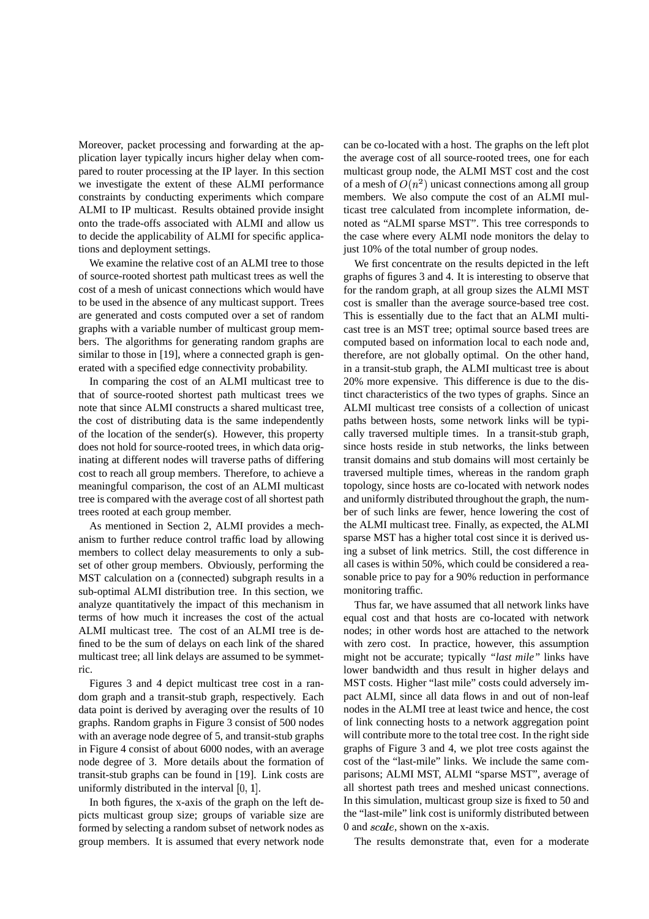Moreover, packet processing and forwarding at the application layer typically incurs higher delay when compared to router processing at the IP layer. In this section we investigate the extent of these ALMI performance constraints by conducting experiments which compare ALMI to IP multicast. Results obtained provide insight onto the trade-offs associated with ALMI and allow us to decide the applicability of ALMI for specific applications and deployment settings.

We examine the relative cost of an ALMI tree to those of source-rooted shortest path multicast trees as well the cost of a mesh of unicast connections which would have to be used in the absence of any multicast support. Trees are generated and costs computed over a set of random graphs with a variable number of multicast group members. The algorithms for generating random graphs are similar to those in [19], where a connected graph is generated with a specified edge connectivity probability.

In comparing the cost of an ALMI multicast tree to that of source-rooted shortest path multicast trees we note that since ALMI constructs a shared multicast tree, the cost of distributing data is the same independently of the location of the sender(s). However, this property does not hold for source-rooted trees, in which data originating at different nodes will traverse paths of differing cost to reach all group members. Therefore, to achieve a meaningful comparison, the cost of an ALMI multicast tree is compared with the average cost of all shortest path trees rooted at each group member.

As mentioned in Section 2, ALMI provides a mechanism to further reduce control traffic load by allowing members to collect delay measurements to only a subset of other group members. Obviously, performing the MST calculation on a (connected) subgraph results in a sub-optimal ALMI distribution tree. In this section, we analyze quantitatively the impact of this mechanism in terms of how much it increases the cost of the actual ALMI multicast tree. The cost of an ALMI tree is defined to be the sum of delays on each link of the shared multicast tree; all link delays are assumed to be symmetric.

Figures 3 and 4 depict multicast tree cost in a random graph and a transit-stub graph, respectively. Each data point is derived by averaging over the results of 10 graphs. Random graphs in Figure 3 consist of 500 nodes with an average node degree of 5, and transit-stub graphs in Figure 4 consist of about 6000 nodes, with an average node degree of 3. More details about the formation of transit-stub graphs can be found in [19]. Link costs are uniformly distributed in the interval $[0, 1]$.

In both figures, the x-axis of the graph on the left depicts multicast group size; groups of variable size are formed by selecting a random subset of network nodes as group members. It is assumed that every network node can be co-located with a host. The graphs on the left plot the average cost of all source-rooted trees, one for each multicast group node, the ALMI MST cost and the cost of a mesh of $O(n^2)$ unicast connections among all group members. We also compute the cost of an ALMI multicast tree calculated from incomplete information, denoted as "ALMI sparse MST". This tree corresponds to the case where every ALMI node monitors the delay to just 10% of the total number of group nodes.

We first concentrate on the results depicted in the left graphs of figures 3 and 4. It is interesting to observe that for the random graph, at all group sizes the ALMI MST cost is smaller than the average source-based tree cost. This is essentially due to the fact that an ALMI multicast tree is an MST tree; optimal source based trees are computed based on information local to each node and, therefore, are not globally optimal. On the other hand, in a transit-stub graph, the ALMI multicast tree is about 20% more expensive. This difference is due to the distinct characteristics of the two types of graphs. Since an ALMI multicast tree consists of a collection of unicast paths between hosts, some network links will be typically traversed multiple times. In a transit-stub graph, since hosts reside in stub networks, the links between transit domains and stub domains will most certainly be traversed multiple times, whereas in the random graph topology, since hosts are co-located with network nodes and uniformly distributed throughout the graph, the number of such links are fewer, hence lowering the cost of the ALMI multicast tree. Finally, as expected, the ALMI sparse MST has a higher total cost since it is derived using a subset of link metrics. Still, the cost difference in all cases is within 50%, which could be considered a reasonable price to pay for a 90% reduction in performance monitoring traffic.

Thus far, we have assumed that all network links have equal cost and that hosts are co-located with network nodes; in other words host are attached to the network with zero cost. In practice, however, this assumption might not be accurate; typically *"last mile"* links have lower bandwidth and thus result in higher delays and MST costs. Higher "last mile" costs could adversely impact ALMI, since all data flows in and out of non-leaf nodes in the ALMI tree at least twice and hence, the cost of link connecting hosts to a network aggregation point will contribute more to the total tree cost. In the right side graphs of Figure 3 and 4, we plot tree costs against the cost of the "last-mile" links. We include the same comparisons; ALMI MST, ALMI "sparse MST", average of all shortest path trees and meshed unicast connections. In this simulation, multicast group size is fixed to 50 and the "last-mile" link cost is uniformly distributed between 0 and $scale$, shown on the x-axis.

The results demonstrate that, even for a moderate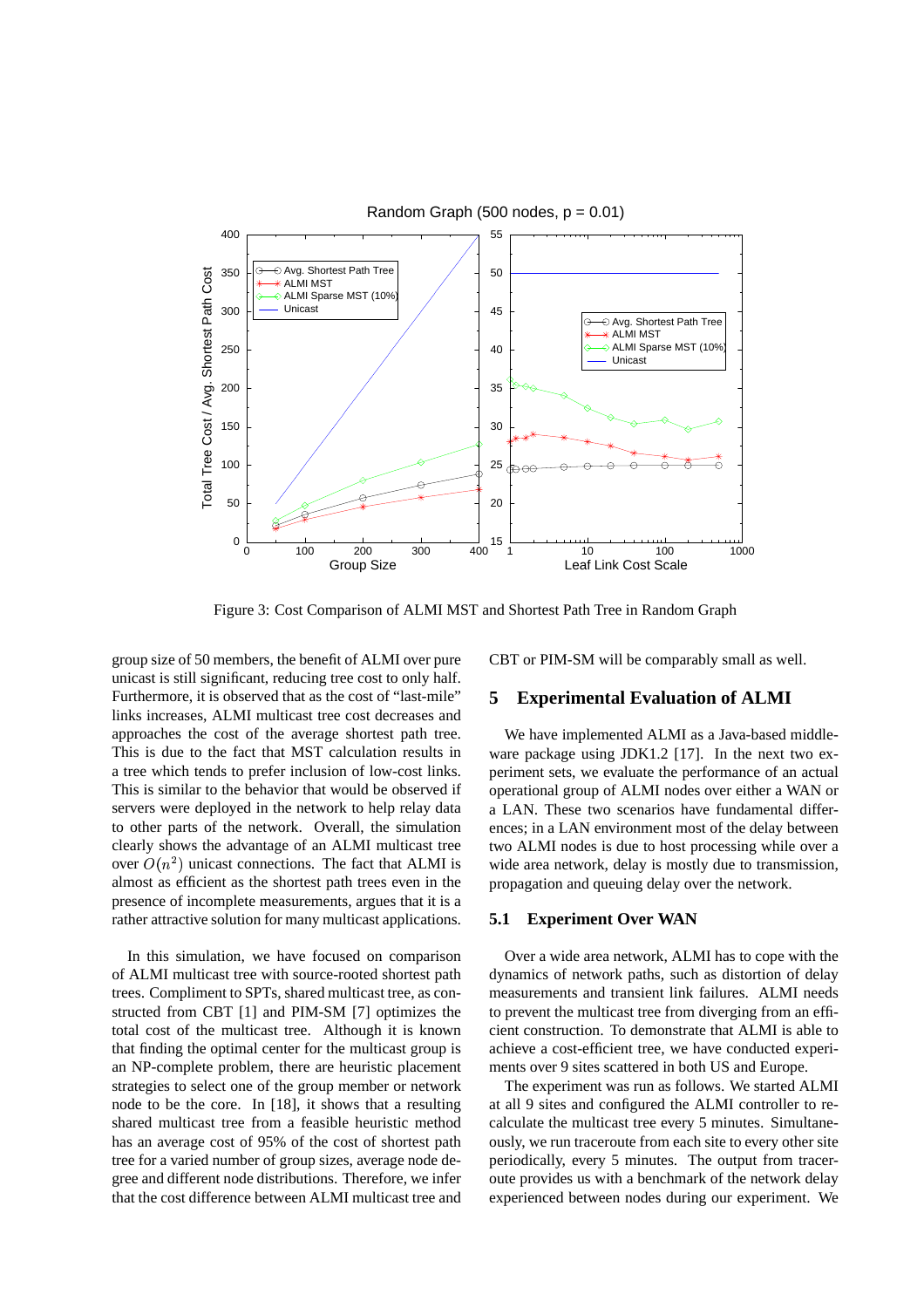Figure 3: Cost Comparison of ALMI MST and Shortest Path Tree in Random Graph

group size of 50 members, the benefit of ALMI over pure unicast is still significant, reducing tree cost to only half. Furthermore, it is observed that as the cost of "last-mile" links increases, ALMI multicast tree cost decreases and approaches the cost of the average shortest path tree. This is due to the fact that MST calculation results in a tree which tends to prefer inclusion of low-cost links. This is similar to the behavior that would be observed if servers were deployed in the network to help relay data to other parts of the network. Overall, the simulation clearly shows the advantage of an ALMI multicast tree over $O(n^2)$ unicast connections. The fact that ALMI is almost as efficient as the shortest path trees even in the presence of incomplete measurements, argues that it is a rather attractive solution for many multicast applications.

In this simulation, we have focused on comparison of ALMI multicast tree with source-rooted shortest path trees. Compliment to SPTs, shared multicast tree, as constructed from CBT [1] and PIM-SM [7] optimizes the total cost of the multicast tree. Although it is known that finding the optimal center for the multicast group is an NP-complete problem, there are heuristic placement strategies to select one of the group member or network node to be the core. In [18], it shows that a resulting shared multicast tree from a feasible heuristic method has an average cost of 95% of the cost of shortest path tree for a varied number of group sizes, average node degree and different node distributions. Therefore, we infer that the cost difference between ALMI multicast tree and CBT or PIM-SM will be comparably small as well.

## 5 Experimental Evaluation of ALMI

We have implemented ALMI as a Java-based middleware package using JDK1.2 [17]. In the next two experiment sets, we evaluate the performance of an actual operational group of ALMI nodes over either a WAN or a LAN. These two scenarios have fundamental differences; in a LAN environment most of the delay between two ALMI nodes is due to host processing while over a wide area network, delay is mostly due to transmission, propagation and queuing delay over the network.

### 5.1 Experiment Over WAN

Over a wide area network, ALMI has to cope with the dynamics of network paths, such as distortion of delay measurements and transient link failures. ALMI needs to prevent the multicast tree from diverging from an efficient construction. To demonstrate that ALMI is able to achieve a cost-efficient tree, we have conducted experiments over 9 sites scattered in both US and Europe.

The experiment was run as follows. We started ALMI at all 9 sites and configured the ALMI controller to recalculate the multicast tree every 5 minutes. Simultaneously, we run traceroute from each site to every other site periodically, every 5 minutes. The output from traceroute provides us with a benchmark of the network delay experienced between nodes during our experiment. We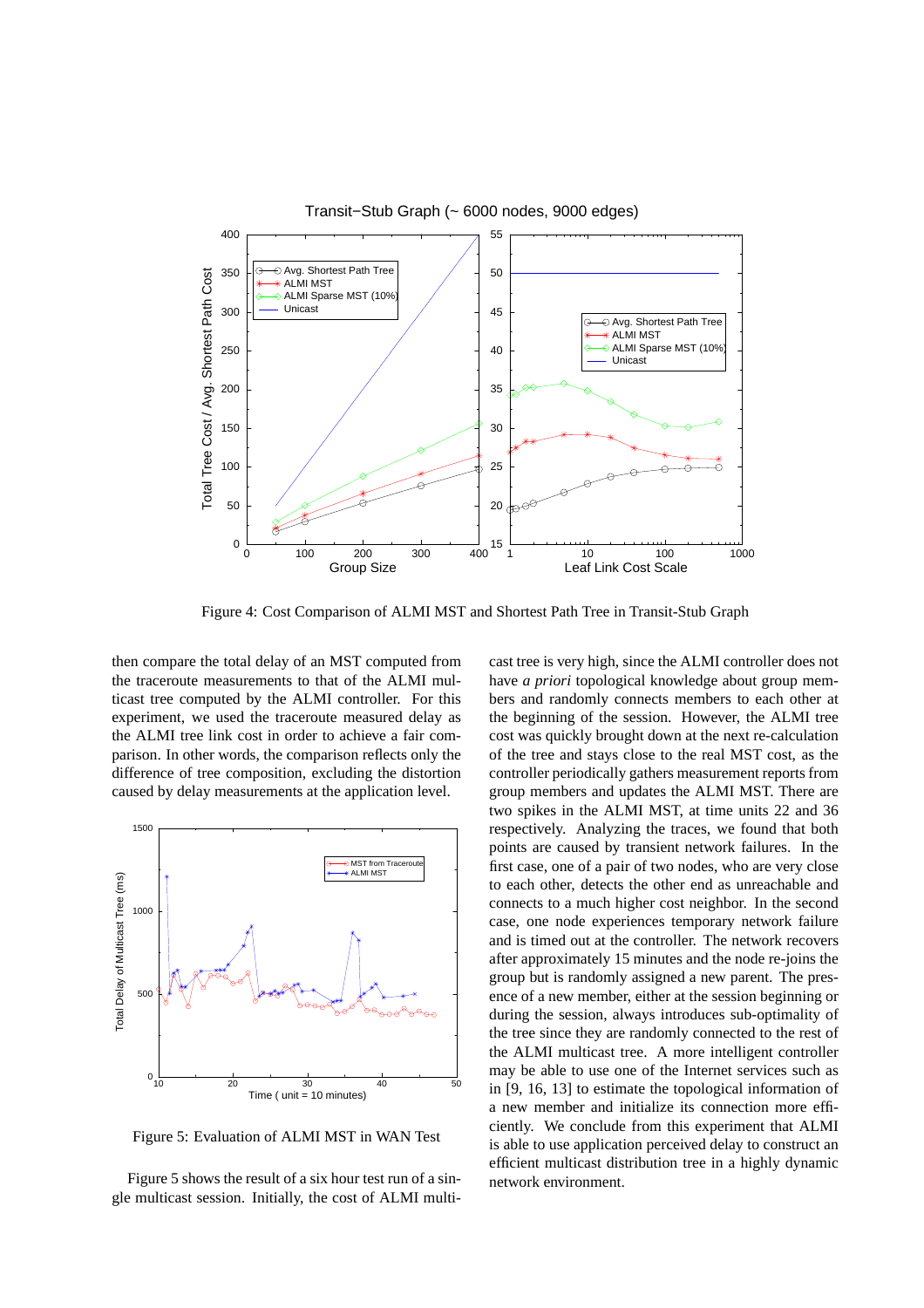Figure 4: Cost Comparison of ALMI MST and Shortest Path Tree in Transit-Stub Graph

then compare the total delay of an MST computed from the traceroute measurements to that of the ALMI multicast tree computed by the ALMI controller. For this experiment, we used the traceroute measured delay as the ALMI tree link cost in order to achieve a fair comparison. In other words, the comparison reflects only the difference of tree composition, excluding the distortion caused by delay measurements at the application level.

Figure 5: Evaluation of ALMI MST in WAN Test

Figure 5 shows the result of a six hour test run of a single multicast session. Initially, the cost of ALMI multicast tree is very high, since the ALMI controller does not have *a priori* topological knowledge about group members and randomly connects members to each other at the beginning of the session. However, the ALMI tree cost was quickly brought down at the next re-calculation of the tree and stays close to the real MST cost, as the controller periodically gathers measurement reports from group members and updates the ALMI MST. There are two spikes in the ALMI MST, at time units 22 and 36 respectively. Analyzing the traces, we found that both points are caused by transient network failures. In the first case, one of a pair of two nodes, who are very close to each other, detects the other end as unreachable and connects to a much higher cost neighbor. In the second case, one node experiences temporary network failure and is timed out at the controller. The network recovers after approximately 15 minutes and the node re-joins the group but is randomly assigned a new parent. The presence of a new member, either at the session beginning or during the session, always introduces sub-optimality of the tree since they are randomly connected to the rest of the ALMI multicast tree. A more intelligent controller may be able to use one of the Internet services such as in [9, 16, 13] to estimate the topological information of a new member and initialize its connection more efficiently. We conclude from this experiment that ALMI is able to use application perceived delay to construct an efficient multicast distribution tree in a highly dynamic network environment.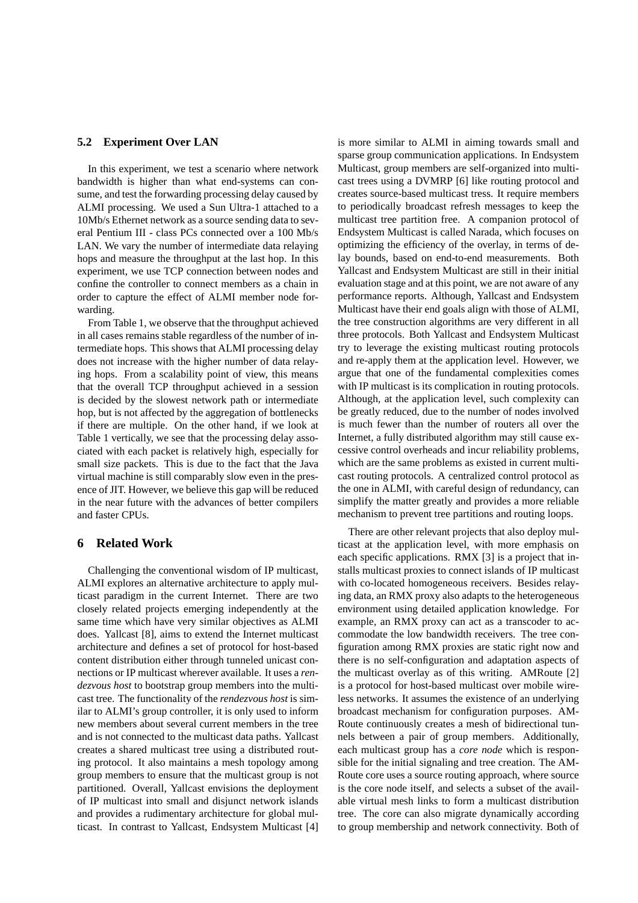### 5.2 Experiment Over LAN

In this experiment, we test a scenario where network bandwidth is higher than what end-systems can consume, and test the forwarding processing delay caused by ALMI processing. We used a Sun Ultra-1 attached to a 10Mb/s Ethernet network as a source sending data to several Pentium III - class PCs connected over a 100 Mb/s LAN. We vary the number of intermediate data relaying hops and measure the throughput at the last hop. In this experiment, we use TCP connection between nodes and confine the controller to connect members as a chain in order to capture the effect of ALMI member node forwarding.

From Table 1, we observe that the throughput achieved in all cases remains stable regardless of the number of intermediate hops. This shows that ALMI processing delay does not increase with the higher number of data relaying hops. From a scalability point of view, this means that the overall TCP throughput achieved in a session is decided by the slowest network path or intermediate hop, but is not affected by the aggregation of bottlenecks if there are multiple. On the other hand, if we look at Table 1 vertically, we see that the processing delay associated with each packet is relatively high, especially for small size packets. This is due to the fact that the Java virtual machine is still comparably slow even in the presence of JIT. However, we believe this gap will be reduced in the near future with the advances of better compilers and faster CPUs.

## 6 Related Work

Challenging the conventional wisdom of IP multicast, ALMI explores an alternative architecture to apply multicast paradigm in the current Internet. There are two closely related projects emerging independently at the same time which have very similar objectives as ALMI does. Yallcast [8], aims to extend the Internet multicast architecture and defines a set of protocol for host-based content distribution either through tunneled unicast connections or IP multicast wherever available. It uses a *rendezvous host* to bootstrap group members into the multicast tree. The functionality of the *rendezvous host* is similar to ALMI's group controller, it is only used to inform new members about several current members in the tree and is not connected to the multicast data paths. Yallcast creates a shared multicast tree using a distributed routing protocol. It also maintains a mesh topology among group members to ensure that the multicast group is not partitioned. Overall, Yallcast envisions the deployment of IP multicast into small and disjunct network islands and provides a rudimentary architecture for global multicast. In contrast to Yallcast, Endsystem Multicast [4] is more similar to ALMI in aiming towards small and sparse group communication applications. In Endsystem Multicast, group members are self-organized into multicast trees using a DVMRP [6] like routing protocol and creates source-based multicast tress. It require members to periodically broadcast refresh messages to keep the multicast tree partition free. A companion protocol of Endsystem Multicast is called Narada, which focuses on optimizing the efficiency of the overlay, in terms of delay bounds, based on end-to-end measurements. Both Yallcast and Endsystem Multicast are still in their initial evaluation stage and at this point, we are not aware of any performance reports. Although, Yallcast and Endsystem Multicast have their end goals align with those of ALMI, the tree construction algorithms are very different in all three protocols. Both Yallcast and Endsystem Multicast try to leverage the existing multicast routing protocols and re-apply them at the application level. However, we argue that one of the fundamental complexities comes with IP multicast is its complication in routing protocols. Although, at the application level, such complexity can be greatly reduced, due to the number of nodes involved is much fewer than the number of routers all over the Internet, a fully distributed algorithm may still cause excessive control overheads and incur reliability problems, which are the same problems as existed in current multicast routing protocols. A centralized control protocol as the one in ALMI, with careful design of redundancy, can simplify the matter greatly and provides a more reliable mechanism to prevent tree partitions and routing loops.

There are other relevant projects that also deploy multicast at the application level, with more emphasis on each specific applications. RMX [3] is a project that installs multicast proxies to connect islands of IP multicast with co-located homogeneous receivers. Besides relaying data, an RMX proxy also adapts to the heterogeneous environment using detailed application knowledge. For example, an RMX proxy can act as a transcoder to accommodate the low bandwidth receivers. The tree configuration among RMX proxies are static right now and there is no self-configuration and adaptation aspects of the multicast overlay as of this writing. AMRoute [2] is a protocol for host-based multicast over mobile wireless networks. It assumes the existence of an underlying broadcast mechanism for configuration purposes. AMRoute continuously creates a mesh of bidirectional tunnels between a pair of group members. Additionally, each multicast group has a *core node* which is responsible for the initial signaling and tree creation. The AMRoute core uses a source routing approach, where source is the core node itself, and selects a subset of the available virtual mesh links to form a multicast distribution tree. The core can also migrate dynamically according to group membership and network connectivity. Both of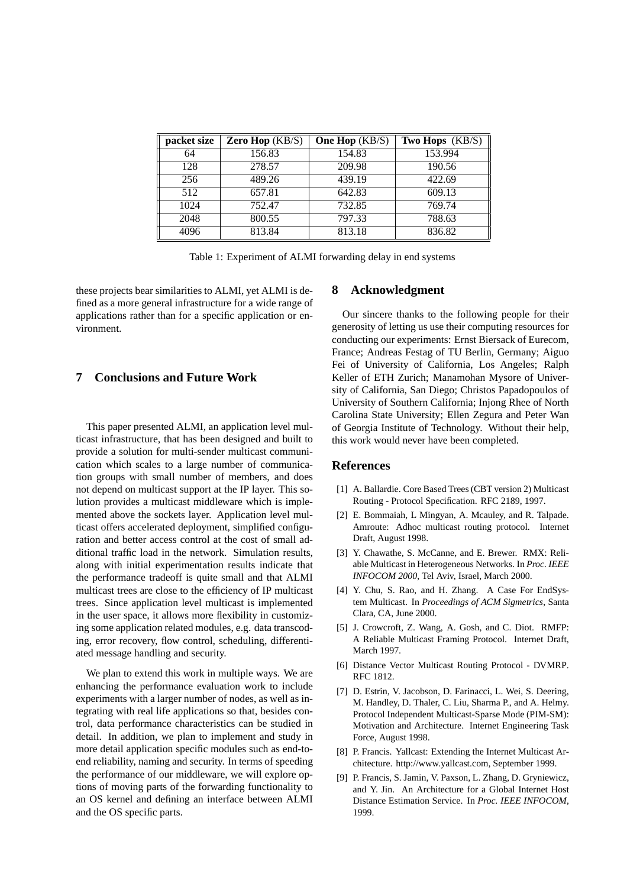| **packet size** | **Zero Hop** (KB/S) | **One Hop** (KB/S) | **Two Hops** (KB/S) |
|---|---|---|---|
| 64 | 156.83 | 154.83 | 153.994 |
| 128 | 278.57 | 209.98 | 190.56 |
| 256 | 489.26 | 439.19 | 422.69 |
| 512 | 657.81 | 642.83 | 609.13 |
| 1024 | 752.47 | 732.85 | 769.74 |
| 2048 | 800.55 | 797.33 | 788.63 |
| 4096 | 813.84 | 813.18 | 836.82 |

Table 1: Experiment of ALMI forwarding delay in end systems

these projects bear similarities to ALMI, yet ALMI is defined as a more general infrastructure for a wide range of applications rather than for a specific application or environment.

## 7 Conclusions and Future Work

This paper presented ALMI, an application level multicast infrastructure, that has been designed and built to provide a solution for multi-sender multicast communication which scales to a large number of communication groups with small number of members, and does not depend on multicast support at the IP layer. This solution provides a multicast middleware which is implemented above the sockets layer. Application level multicast offers accelerated deployment, simplified configuration and better access control at the cost of small additional traffic load in the network. Simulation results, along with initial experimentation results indicate that the performance tradeoff is quite small and that ALMI multicast trees are close to the efficiency of IP multicast trees. Since application level multicast is implemented in the user space, it allows more flexibility in customizing some application related modules, e.g. data transcoding, error recovery, flow control, scheduling, differentiated message handling and security.

We plan to extend this work in multiple ways. We are enhancing the performance evaluation work to include experiments with a larger number of nodes, as well as integrating with real life applications so that, besides control, data performance characteristics can be studied in detail. In addition, we plan to implement and study in more detail application specific modules such as end-to-end reliability, naming and security. In terms of speeding the performance of our middleware, we will explore options of moving parts of the forwarding functionality to an OS kernel and defining an interface between ALMI and the OS specific parts.

## 8 Acknowledgment

Our sincere thanks to the following people for their generosity of letting us use their computing resources for conducting our experiments: Ernst Biersack of Eurecom, France; Andreas Festag of TU Berlin, Germany; Aiguo Fei of University of California, Los Angeles; Ralph Keller of ETH Zurich; Manamohan Mysore of University of California, San Diego; Christos Papadopoulos of University of Southern California; Injong Rhee of North Carolina State University; Ellen Zegura and Peter Wan of Georgia Institute of Technology. Without their help, this work would never have been completed.

## References

[1] A. Ballardie. Core Based Trees (CBT version 2) Multicast Routing - Protocol Specification. RFC 2189, 1997.

[2] E. Bommaiah, L Mingyan, A. Mcauley, and R. Talpade. Amroute: Adhoc multicast routing protocol. Internet Draft, August 1998.

[3] Y. Chawathe, S. McCanne, and E. Brewer. RMX: Reliable Multicast in Heterogeneous Networks. In *Proc. IEEE INFOCOM 2000*, Tel Aviv, Israel, March 2000.

[4] Y. Chu, S. Rao, and H. Zhang. A Case For EndSystem Multicast. In *Proceedings of ACM Sigmetrics*, Santa Clara, CA, June 2000.

[5] J. Crowcroft, Z. Wang, A. Gosh, and C. Diot. RMFP: A Reliable Multicast Framing Protocol. Internet Draft, March 1997.

[6] Distance Vector Multicast Routing Protocol - DVMRP. RFC 1812.

[7] D. Estrin, V. Jacobson, D. Farinacci, L. Wei, S. Deering, M. Handley, D. Thaler, C. Liu, Sharma P., and A. Helmy. Protocol Independent Multicast-Sparse Mode (PIM-SM): Motivation and Architecture. Internet Engineering Task Force, August 1998.

[8] P. Francis. Yallcast: Extending the Internet Multicast Architecture. http://www.yallcast.com, September 1999.

[9] P. Francis, S. Jamin, V. Paxson, L. Zhang, D. Gryniewicz, and Y. Jin. An Architecture for a Global Internet Host Distance Estimation Service. In *Proc. IEEE INFOCOM*, 1999.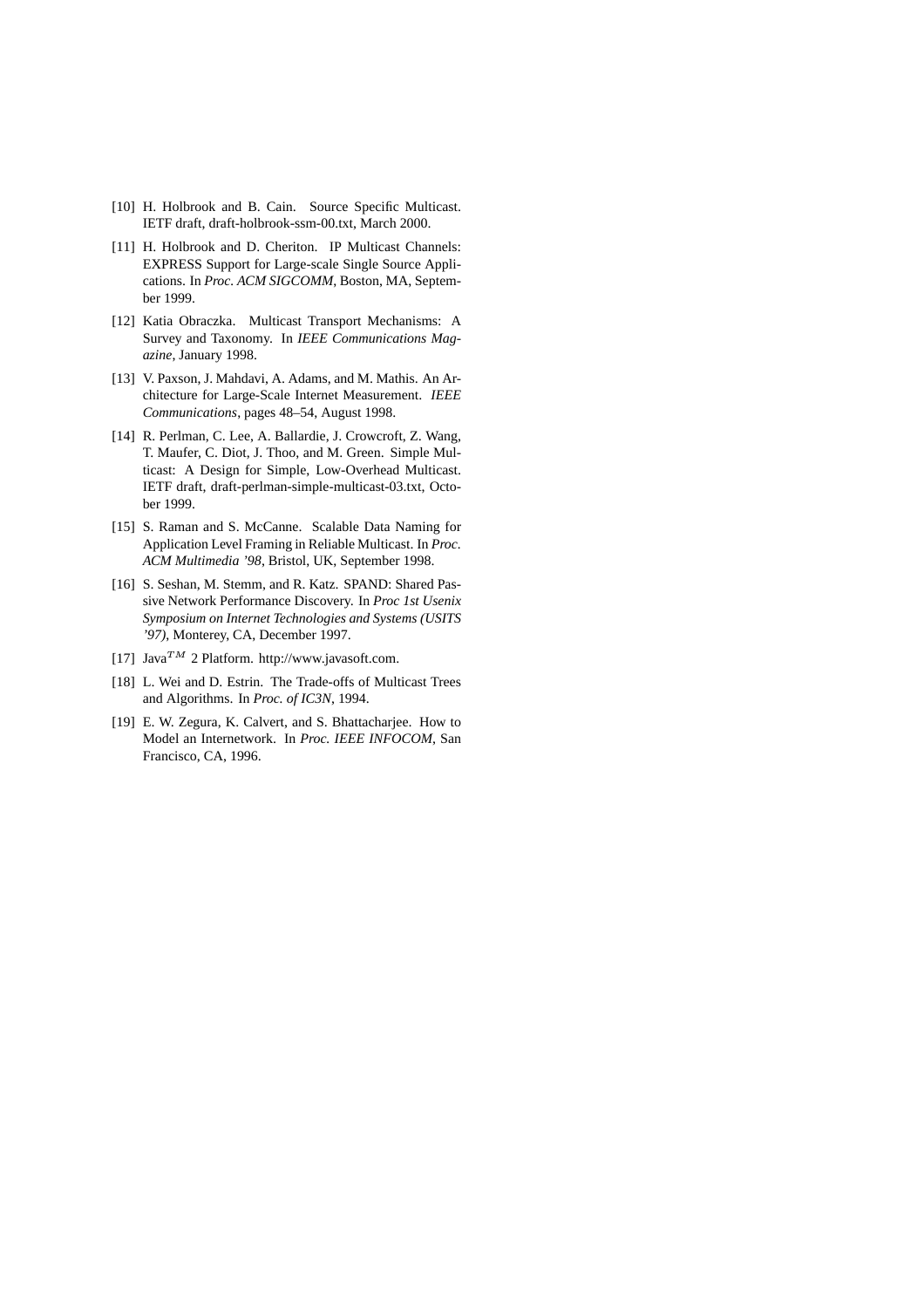[10] H. Holbrook and B. Cain. Source Specific Multicast. IETF draft, draft-holbrook-ssm-00.txt, March 2000.

[11] H. Holbrook and D. Cheriton. IP Multicast Channels: EXPRESS Support for Large-scale Single Source Applications. In *Proc. ACM SIGCOMM*, Boston, MA, September 1999.

[12] Katia Obraczka. Multicast Transport Mechanisms: A Survey and Taxonomy. In *IEEE Communications Magazine*, January 1998.

[13] V. Paxson, J. Mahdavi, A. Adams, and M. Mathis. An Architecture for Large-Scale Internet Measurement. *IEEE Communications*, pages 48–54, August 1998.

[14] R. Perlman, C. Lee, A. Ballardie, J. Crowcroft, Z. Wang, T. Maufer, C. Diot, J. Thoo, and M. Green. Simple Multicast: A Design for Simple, Low-Overhead Multicast. IETF draft, draft-perlman-simple-multicast-03.txt, October 1999.

[15] S. Raman and S. McCanne. Scalable Data Naming for Application Level Framing in Reliable Multicast. In *Proc. ACM Multimedia '98*, Bristol, UK, September 1998.

[16] S. Seshan, M. Stemm, and R. Katz. SPAND: Shared Passive Network Performance Discovery. In *Proc 1st Usenix Symposium on Internet Technologies and Systems (USITS '97)*, Monterey, CA, December 1997.

[17] Java$^{TM}$ 2 Platform. http://www.javasoft.com.

[18] L. Wei and D. Estrin. The Trade-offs of Multicast Trees and Algorithms. In *Proc. of IC3N*, 1994.

[19] E. W. Zegura, K. Calvert, and S. Bhattacharjee. How to Model an Internetwork. In *Proc. IEEE INFOCOM*, San Francisco, CA, 1996.